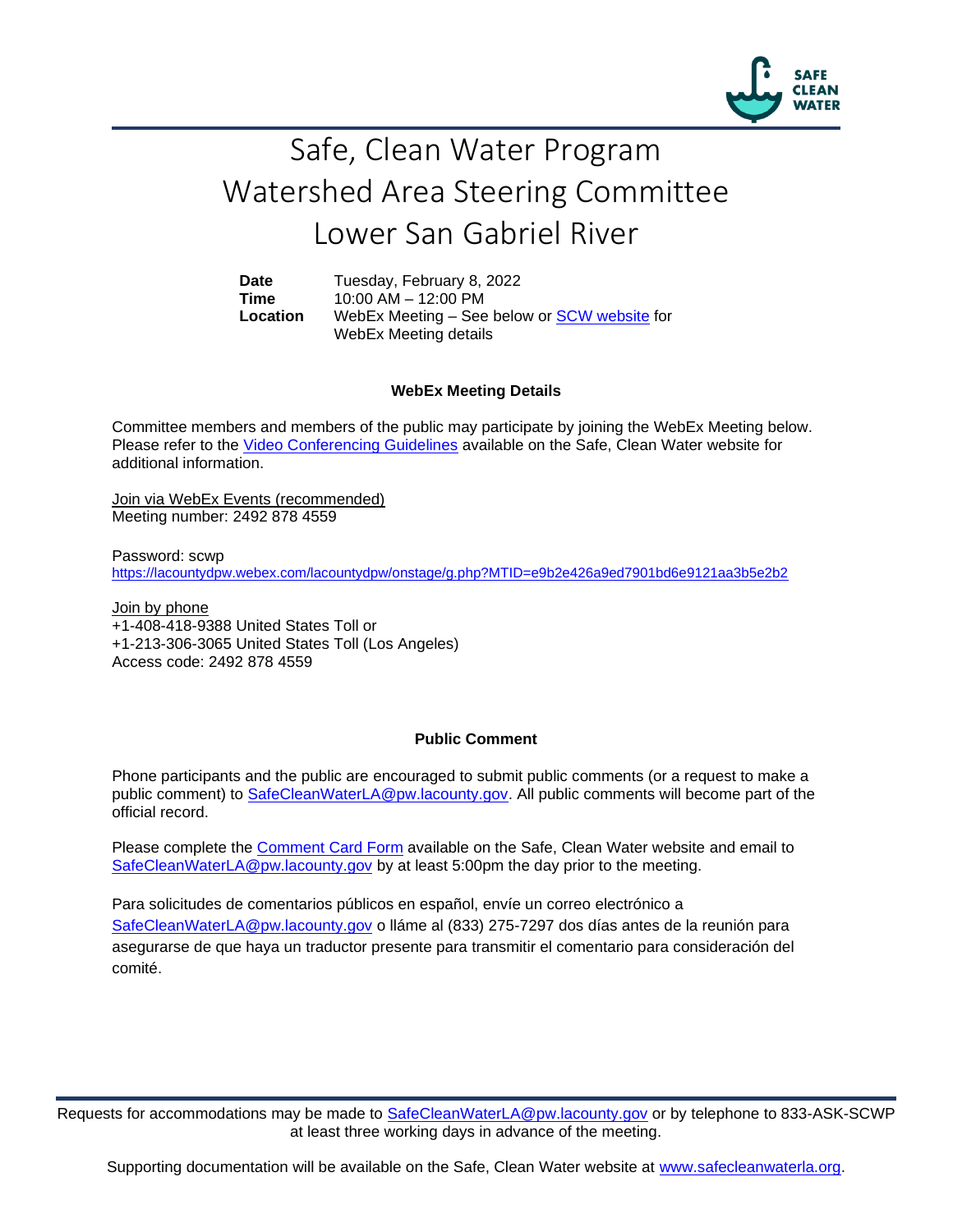# Safe, Clean Water Program
# Watershed Area Steering Committee
# Lower San Gabriel River

| | |
|---|---|
| **Date** | Tuesday, February 8, 2022 |
| **Time** | 10:00 AM – 12:00 PM |
| **Location** | WebEx Meeting – See below or SCW website for WebEx Meeting details |

### WebEx Meeting Details

Committee members and members of the public may participate by joining the WebEx Meeting below. Please refer to the Video Conferencing Guidelines available on the Safe, Clean Water website for additional information.

Join via WebEx Events (recommended)
Meeting number: 2492 878 4559

Password: scwp
https://lacountydpw.webex.com/lacountydpw/onstage/g.php?MTID=e9b2e426a9ed7901bd6e9121aa3b5e2b2

Join by phone
+1-408-418-9388 United States Toll or
+1-213-306-3065 United States Toll (Los Angeles)
Access code: 2492 878 4559

### Public Comment

Phone participants and the public are encouraged to submit public comments (or a request to make a public comment) to SafeCleanWaterLA@pw.lacounty.gov. All public comments will become part of the official record.

Please complete the Comment Card Form available on the Safe, Clean Water website and email to SafeCleanWaterLA@pw.lacounty.gov by at least 5:00pm the day prior to the meeting.

Para solicitudes de comentarios públicos en español, envíe un correo electrónico a SafeCleanWaterLA@pw.lacounty.gov o lláme al (833) 275-7297 dos días antes de la reunión para asegurarse de que haya un traductor presente para transmitir el comentario para consideración del comité.

Requests for accommodations may be made to SafeCleanWaterLA@pw.lacounty.gov or by telephone to 833-ASK-SCWP at least three working days in advance of the meeting.

Supporting documentation will be available on the Safe, Clean Water website at www.safecleanwaterla.org.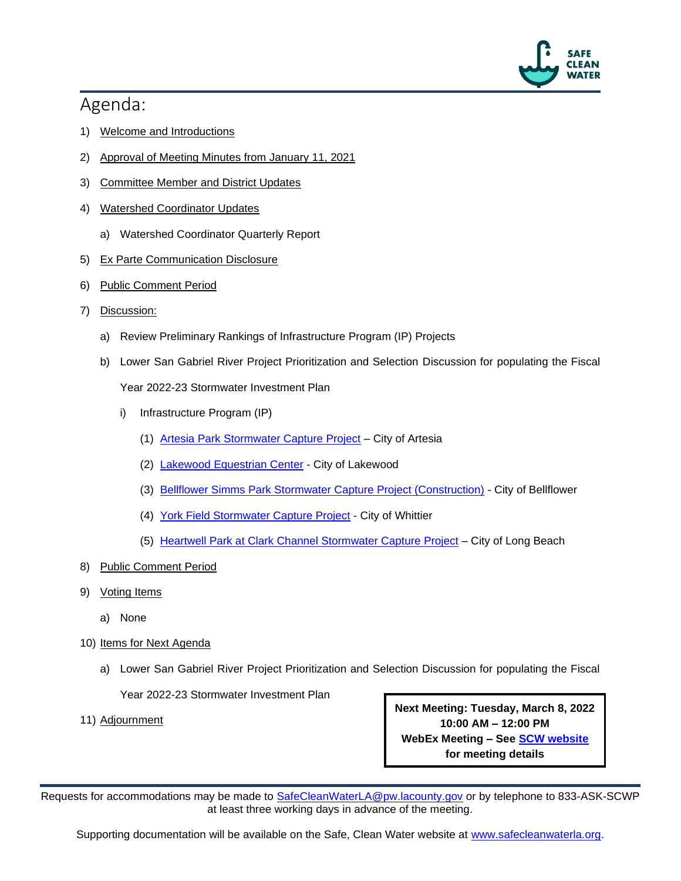# Agenda:

1) Welcome and Introductions
2) Approval of Meeting Minutes from January 11, 2021
3) Committee Member and District Updates
4) Watershed Coordinator Updates
   a) Watershed Coordinator Quarterly Report
5) Ex Parte Communication Disclosure
6) Public Comment Period
7) Discussion:
   a) Review Preliminary Rankings of Infrastructure Program (IP) Projects
   b) Lower San Gabriel River Project Prioritization and Selection Discussion for populating the Fiscal Year 2022-23 Stormwater Investment Plan
      i) Infrastructure Program (IP)
         (1) Artesia Park Stormwater Capture Project – City of Artesia
         (2) Lakewood Equestrian Center - City of Lakewood
         (3) Bellflower Simms Park Stormwater Capture Project (Construction) - City of Bellflower
         (4) York Field Stormwater Capture Project - City of Whittier
         (5) Heartwell Park at Clark Channel Stormwater Capture Project – City of Long Beach
8) Public Comment Period
9) Voting Items
   a) None
10) Items for Next Agenda
    a) Lower San Gabriel River Project Prioritization and Selection Discussion for populating the Fiscal Year 2022-23 Stormwater Investment Plan
11) Adjournment

**Next Meeting: Tuesday, March 8, 2022**
**10:00 AM – 12:00 PM**
**WebEx Meeting – See SCW website**
**for meeting details**

Requests for accommodations may be made to SafeCleanWaterLA@pw.lacounty.gov or by telephone to 833-ASK-SCWP at least three working days in advance of the meeting.

Supporting documentation will be available on the Safe, Clean Water website at www.safecleanwaterla.org.